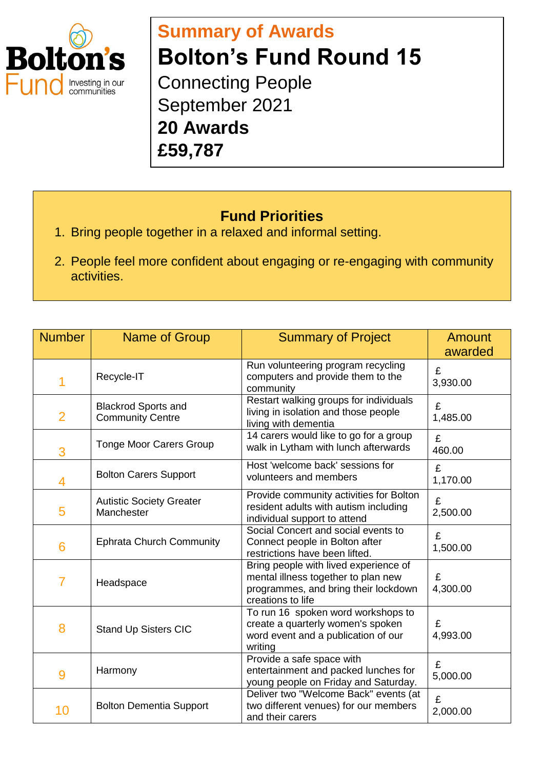Bolton's Fund
Investing in our communities

# Summary of Awards

# Bolton's Fund Round 15

Connecting People

September 2021

**20 Awards**

**£59,787**

## Fund Priorities

1. Bring people together in a relaxed and informal setting.
2. People feel more confident about engaging or re-engaging with community activities.

| Number | Name of Group | Summary of Project | Amount awarded |
|---|---|---|---|
| 1 | Recycle-IT | Run volunteering program recycling computers and provide them to the community | £ 3,930.00 |
| 2 | Blackrod Sports and Community Centre | Restart walking groups for individuals living in isolation and those people living with dementia | £ 1,485.00 |
| 3 | Tonge Moor Carers Group | 14 carers would like to go for a group walk in Lytham with lunch afterwards | £ 460.00 |
| 4 | Bolton Carers Support | Host 'welcome back' sessions for volunteers and members | £ 1,170.00 |
| 5 | Autistic Society Greater Manchester | Provide community activities for Bolton resident adults with autism including individual support to attend | £ 2,500.00 |
| 6 | Ephrata Church Community | Social Concert and social events to Connect people in Bolton after restrictions have been lifted. | £ 1,500.00 |
| 7 | Headspace | Bring people with lived experience of mental illness together to plan new programmes, and bring their lockdown creations to life | £ 4,300.00 |
| 8 | Stand Up Sisters CIC | To run 16 spoken word workshops to create a quarterly women's spoken word event and a publication of our writing | £ 4,993.00 |
| 9 | Harmony | Provide a safe space with entertainment and packed lunches for young people on Friday and Saturday. | £ 5,000.00 |
| 10 | Bolton Dementia Support | Deliver two "Welcome Back" events (at two different venues) for our members and their carers | £ 2,000.00 |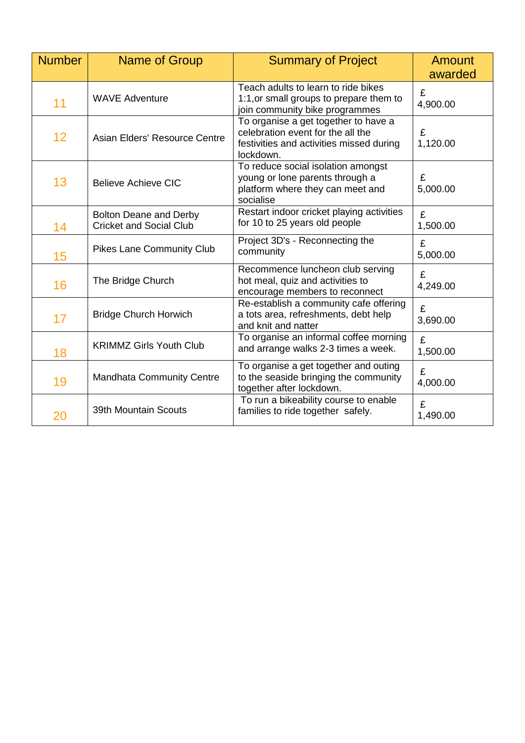| Number | Name of Group | Summary of Project | Amount awarded |
|---|---|---|---|
| 11 | WAVE Adventure | Teach adults to learn to ride bikes 1:1,or small groups to prepare them to join community bike programmes | £ 4,900.00 |
| 12 | Asian Elders' Resource Centre | To organise a get together to have a celebration event for the all the festivities and activities missed during lockdown. | £ 1,120.00 |
| 13 | Believe Achieve CIC | To reduce social isolation amongst young or lone parents through a platform where they can meet and socialise | £ 5,000.00 |
| 14 | Bolton Deane and Derby Cricket and Social Club | Restart indoor cricket playing activities for 10 to 25 years old people | £ 1,500.00 |
| 15 | Pikes Lane Community Club | Project 3D's - Reconnecting the community | £ 5,000.00 |
| 16 | The Bridge Church | Recommence luncheon club serving hot meal, quiz and activities to encourage members to reconnect | £ 4,249.00 |
| 17 | Bridge Church Horwich | Re-establish a community cafe offering a tots area, refreshments, debt help and knit and natter | £ 3,690.00 |
| 18 | KRIMMZ Girls Youth Club | To organise an informal coffee morning and arrange walks 2-3 times a week. | £ 1,500.00 |
| 19 | Mandhata Community Centre | To organise a get together and outing to the seaside bringing the community together after lockdown. | £ 4,000.00 |
| 20 | 39th Mountain Scouts | To run a bikeability course to enable families to ride together safely. | £ 1,490.00 |